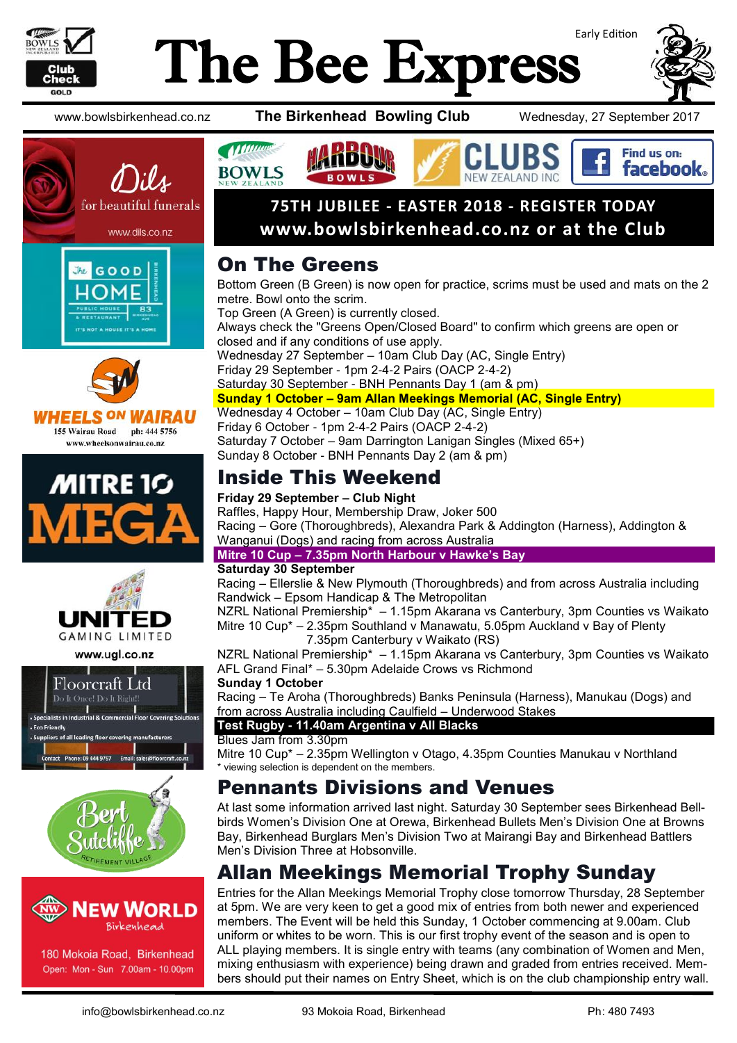# The Bee Express

Early Edition

www.bowlsbirkenhead.co.nz | **The Birkenhead Bowling Club** | Wednesday, 27 September 2017

Dils — for beautiful funerals — www.dils.co.nz

The Good Home — Public House & Restaurant — 83 Birkenhead Ave — It's not a house it's a home

WHEELS ON WAIRAU — 155 Wairau Road ph: 444 5756 — www.wheelsonwairau.co.nz

MITRE 10 MEGA

UNITED GAMING LIMITED — www.ugl.co.nz

Floorcraft Ltd — Do It Once! Do It Right!
- Specialists in Industrial & Commercial Floor Covering Solutions
- Eco Friendly
- Suppliers of all leading floor covering manufacturers

Contact Phone: 09 444 9757 Email: sales@floorcraft.co.nz

Bert Sutcliffe Retirement Village

NEW WORLD Birkenhead — 180 Mokoia Road, Birkenhead — Open: Mon - Sun 7.00am - 10.00pm

BOWLS NEW ZEALAND — HARBOUR BOWLS — CLUBS NEW ZEALAND INC — Find us on: facebook

**75TH JUBILEE - EASTER 2018 - REGISTER TODAY**
**www.bowlsbirkenhead.co.nz or at the Club**

## On The Greens

Bottom Green (B Green) is now open for practice, scrims must be used and mats on the 2 metre. Bowl onto the scrim.
Top Green (A Green) is currently closed.
Always check the "Greens Open/Closed Board" to confirm which greens are open or closed and if any conditions of use apply.
Wednesday 27 September – 10am Club Day (AC, Single Entry)
Friday 29 September - 1pm 2-4-2 Pairs (OACP 2-4-2)
Saturday 30 September - BNH Pennants Day 1 (am & pm)
**Sunday 1 October – 9am Allan Meekings Memorial (AC, Single Entry)**
Wednesday 4 October – 10am Club Day (AC, Single Entry)
Friday 6 October - 1pm 2-4-2 Pairs (OACP 2-4-2)
Saturday 7 October – 9am Darrington Lanigan Singles (Mixed 65+)
Sunday 8 October - BNH Pennants Day 2 (am & pm)

## Inside This Weekend

**Friday 29 September – Club Night**
Raffles, Happy Hour, Membership Draw, Joker 500
Racing – Gore (Thoroughbreds), Alexandra Park & Addington (Harness), Addington & Wanganui (Dogs) and racing from across Australia
**Mitre 10 Cup – 7.35pm North Harbour v Hawke's Bay**
**Saturday 30 September**
Racing – Ellerslie & New Plymouth (Thoroughbreds) and from across Australia including Randwick – Epsom Handicap & The Metropolitan
NZRL National Premiership* – 1.15pm Akarana vs Canterbury, 3pm Counties vs Waikato
Mitre 10 Cup* – 2.35pm Southland v Manawatu, 5.05pm Auckland v Bay of Plenty
7.35pm Canterbury v Waikato (RS)
NZRL National Premiership* – 1.15pm Akarana vs Canterbury, 3pm Counties vs Waikato
AFL Grand Final* – 5.30pm Adelaide Crows vs Richmond
**Sunday 1 October**
Racing – Te Aroha (Thoroughbreds) Banks Peninsula (Harness), Manukau (Dogs) and from across Australia including Caulfield – Underwood Stakes
**Test Rugby - 11.40am Argentina v All Blacks**
Blues Jam from 3.30pm
Mitre 10 Cup* – 2.35pm Wellington v Otago, 4.35pm Counties Manukau v Northland
\* viewing selection is dependent on the members.

## Pennants Divisions and Venues

At last some information arrived last night. Saturday 30 September sees Birkenhead Bellbirds Women's Division One at Orewa, Birkenhead Bullets Men's Division One at Browns Bay, Birkenhead Burglars Men's Division Two at Mairangi Bay and Birkenhead Battlers Men's Division Three at Hobsonville.

## Allan Meekings Memorial Trophy Sunday

Entries for the Allan Meekings Memorial Trophy close tomorrow Thursday, 28 September at 5pm. We are very keen to get a good mix of entries from both newer and experienced members. The Event will be held this Sunday, 1 October commencing at 9.00am. Club uniform or whites to be worn. This is our first trophy event of the season and is open to ALL playing members. It is single entry with teams (any combination of Women and Men, mixing enthusiasm with experience) being drawn and graded from entries received. Members should put their names on Entry Sheet, which is on the club championship entry wall.

info@bowlsbirkenhead.co.nz | 93 Mokoia Road, Birkenhead | Ph: 480 7493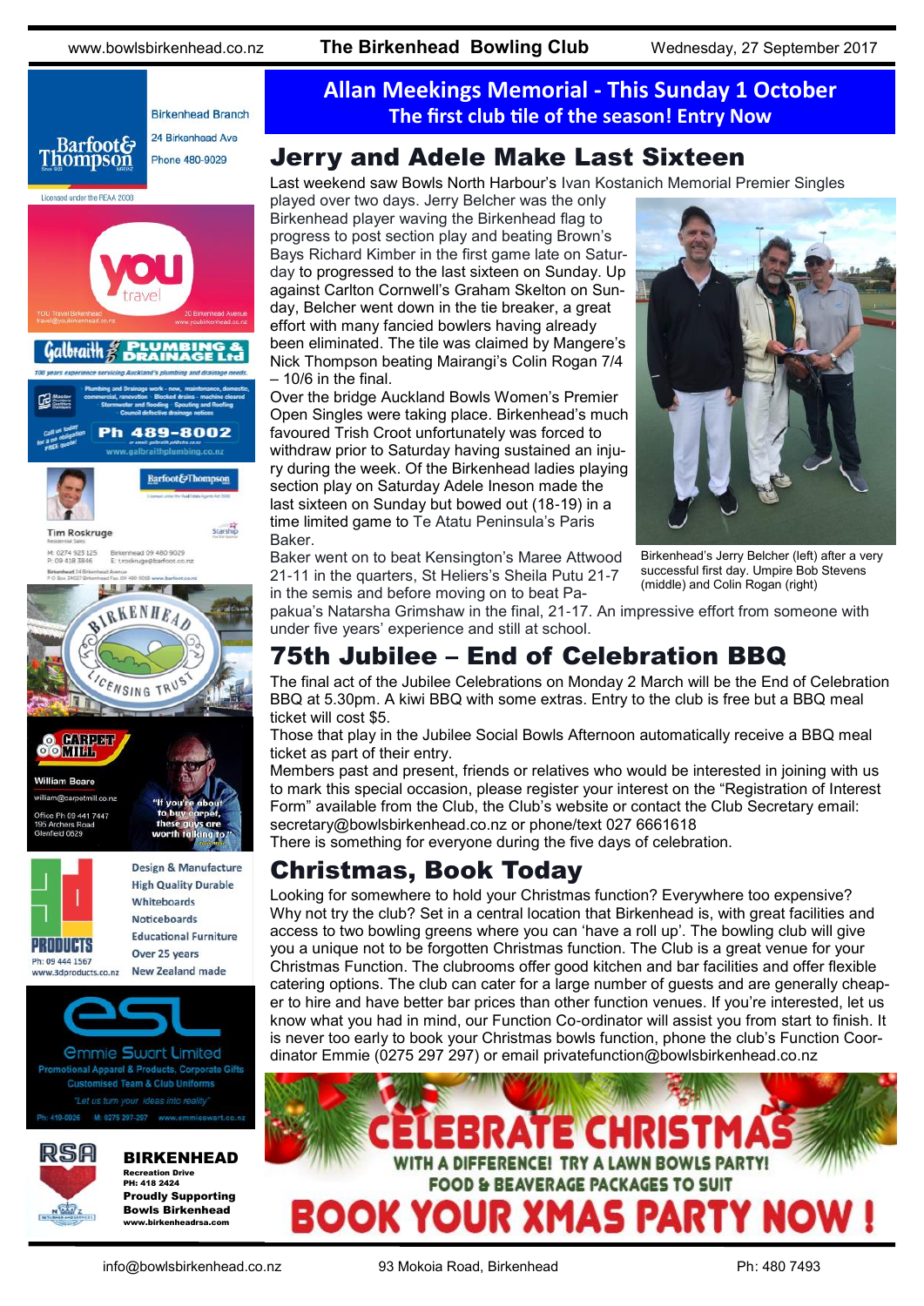## Allan Meekings Memorial - This Sunday 1 October

**The first club tile of the season! Entry Now**

# Jerry and Adele Make Last Sixteen

Last weekend saw Bowls North Harbour's Ivan Kostanich Memorial Premier Singles played over two days. Jerry Belcher was the only Birkenhead player waving the Birkenhead flag to progress to post section play and beating Brown's Bays Richard Kimber in the first game late on Saturday to progressed to the last sixteen on Sunday. Up against Carlton Cornwell's Graham Skelton on Sunday, Belcher went down in the tie breaker, a great effort with many fancied bowlers having already been eliminated. The tile was claimed by Mangere's Nick Thompson beating Mairangi's Colin Rogan 7/4 – 10/6 in the final.

Over the bridge Auckland Bowls Women's Premier Open Singles were taking place. Birkenhead's much favoured Trish Croot unfortunately was forced to withdraw prior to Saturday having sustained an injury during the week. Of the Birkenhead ladies playing section play on Saturday Adele Ineson made the last sixteen on Sunday but bowed out (18-19) in a time limited game to Te Atatu Peninsula's Paris Baker.

Baker went on to beat Kensington's Maree Attwood 21-11 in the quarters, St Heliers's Sheila Putu 21-7 in the semis and before moving on to beat Papakua's Natarsha Grimshaw in the final, 21-17. An impressive effort from someone with under five years' experience and still at school.

Birkenhead's Jerry Belcher (left) after a very successful first day. Umpire Bob Stevens (middle) and Colin Rogan (right)

# 75th Jubilee – End of Celebration BBQ

The final act of the Jubilee Celebrations on Monday 2 March will be the End of Celebration BBQ at 5.30pm. A kiwi BBQ with some extras. Entry to the club is free but a BBQ meal ticket will cost $5.

Those that play in the Jubilee Social Bowls Afternoon automatically receive a BBQ meal ticket as part of their entry.

Members past and present, friends or relatives who would be interested in joining with us to mark this special occasion, please register your interest on the "Registration of Interest Form" available from the Club, the Club's website or contact the Club Secretary email: secretary@bowlsbirkenhead.co.nz or phone/text 027 6661618

There is something for everyone during the five days of celebration.

# Christmas, Book Today

Looking for somewhere to hold your Christmas function? Everywhere too expensive? Why not try the club? Set in a central location that Birkenhead is, with great facilities and access to two bowling greens where you can 'have a roll up'. The bowling club will give you a unique not to be forgotten Christmas function. The Club is a great venue for your Christmas Function. The clubrooms offer good kitchen and bar facilities and offer flexible catering options. The club can cater for a large number of guests and are generally cheaper to hire and have better bar prices than other function venues. If you're interested, let us know what you had in mind, our Function Co-ordinator will assist you from start to finish. It is never too early to book your Christmas bowls function, phone the club's Function Coordinator Emmie (0275 297 297) or email privatefunction@bowlsbirkenhead.co.nz

**CELEBRATE CHRISTMAS**
**WITH A DIFFERENCE! TRY A LAWN BOWLS PARTY!**
**FOOD & BEVERAGE PACKAGES TO SUIT**
**BOOK YOUR XMAS PARTY NOW !**

---

Barfoot & Thompson — Birkenhead Branch, 24 Birkenhead Ave, Phone 480-9029. Licensed under the REAA 2008

you travel — YOU Travel Birkenhead, travel@youbirkenhead.co.nz, 20 Birkenhead Avenue, www.youbirkenhead.co.nz

Galbraith Plumbing & Drainage Ltd — 100 years experience servicing Auckland's plumbing and drainage needs. Plumbing and Drainage work - new, maintenance, domestic, commercial, renovation · Blocked drains - machine cleared · Stormwater and flooding · Spouting and Roofing · Council defective drainage notices. Call us today for a no obligation FREE quote! Ph 489-8002, www.galbraithplumbing.co.nz

Tim Roskruge, Residential Sales, Barfoot & Thompson — M: 0274 923 125, P: 09 418 3846, Birkenhead 09 480 9029, E: t.roskruge@barfoot.co.nz

Birkenhead Licensing Trust

Carpet Mill — William Beare, william@carpetmill.co.nz, Office Ph 09 441 7447, 195 Archers Road, Glenfield 0629. "If you're about to buy carpet, these guys are worth talking to."

3D Products — Design & Manufacture, High Quality Durable, Whiteboards, Noticeboards, Educational Furniture, Over 25 years, New Zealand made. Ph: 09 444 1567, www.3dproducts.co.nz

esl — Emmie Swart Limited. Promotional Apparel & Products, Corporate Gifts, Customised Team & Club Uniforms. "Let us turn your ideas into reality". Ph: 410-0926, M: 0275 297-297, www.emmieswart.co.nz

RSA — **BIRKENHEAD**, Recreation Drive, PH: 418 2424, Proudly Supporting Bowls Birkenhead, www.birkenheadrsa.com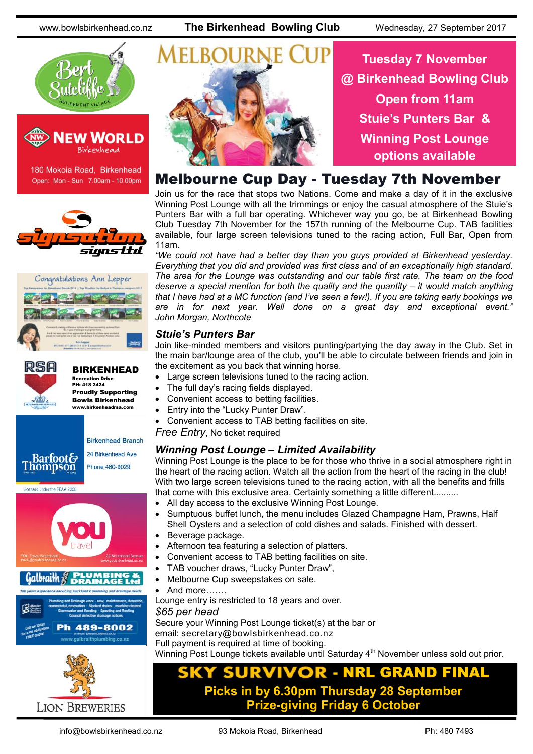Bert Sutcliffe Retirement Village

New World Birkenhead

180 Mokoia Road, Birkenhead
Open: Mon - Sun 7.00am - 10.00pm

Signsation Signs Ltd

Congratulations Ann Lepper

RSA BIRKENHEAD
Recreation Drive
PH: 418 2424
Proudly Supporting Bowls Birkenhead
www.birkenheadrsa.com

Barfoot & Thompson
Birkenhead Branch
24 Birkenhead Ave
Phone 480-9029
Licensed under the REAA 2008

You Travel
YOU Travel Birkenhead
travel@youbirkenhead.co.nz
20 Birkenhead Avenue
www.youbirkenhead.co.nz

Galbraith Plumbing & Drainage Ltd
100 years experience servicing Auckland's plumbing and drainage needs.
Plumbing and Drainage work - new, maintenance, domestic, commercial, renovation · Blocked drains - machine cleared · Stormwater and flooding · Spouting and Roofing · Council detective drainage notices
Call us today for a no obligation FREE quote!
Ph 489-8002
www.galbraithplumbing.co.nz

Lion Breweries

# MELBOURNE CUP

**Tuesday 7 November**
**@ Birkenhead Bowling Club**
**Open from 11am**
**Stuie's Punters Bar & Winning Post Lounge options available**

## Melbourne Cup Day - Tuesday 7th November

Join us for the race that stops two Nations. Come and make a day of it in the exclusive Winning Post Lounge with all the trimmings or enjoy the casual atmosphere of the Stuie's Punters Bar with a full bar operating. Whichever way you go, be at Birkenhead Bowling Club Tuesday 7th November for the 157th running of the Melbourne Cup. TAB facilities available, four large screen televisions tuned to the racing action, Full Bar, Open from 11am.

*"We could not have had a better day than you guys provided at Birkenhead yesterday. Everything that you did and provided was first class and of an exceptionally high standard. The area for the Lounge was outstanding and our table first rate. The team on the food deserve a special mention for both the quality and the quantity – it would match anything that I have had at a MC function (and I've seen a few!). If you are taking early bookings we are in for next year. Well done on a great day and exceptional event." John Morgan, Northcote*

### Stuie's Punters Bar

Join like-minded members and visitors punting/partying the day away in the Club. Set in the main bar/lounge area of the club, you'll be able to circulate between friends and join in the excitement as you back that winning horse.

- Large screen televisions tuned to the racing action.
- The full day's racing fields displayed.
- Convenient access to betting facilities.
- Entry into the "Lucky Punter Draw".
- Convenient access to TAB betting facilities on site.

*Free Entry*, No ticket required

### Winning Post Lounge – Limited Availability

Winning Post Lounge is the place to be for those who thrive in a social atmosphere right in the heart of the racing action. Watch all the action from the heart of the racing in the club! With two large screen televisions tuned to the racing action, with all the benefits and frills that come with this exclusive area. Certainly something a little different..........

- All day access to the exclusive Winning Post Lounge.
- Sumptuous buffet lunch, the menu includes Glazed Champagne Ham, Prawns, Half Shell Oysters and a selection of cold dishes and salads. Finished with dessert.
- Beverage package.
- Afternoon tea featuring a selection of platters.
- Convenient access to TAB betting facilities on site.
- TAB voucher draws, "Lucky Punter Draw",
- Melbourne Cup sweepstakes on sale.
- And more…….

Lounge entry is restricted to 18 years and over.

*$65 per head*

Secure your Winning Post Lounge ticket(s) at the bar or email: secretary@bowlsbirkenhead.co.nz

Full payment is required at time of booking.

Winning Post Lounge tickets available until Saturday 4th November unless sold out prior.

## SKY SURVIVOR - NRL GRAND FINAL

**Picks in by 6.30pm Thursday 28 September**
**Prize-giving Friday 6 October**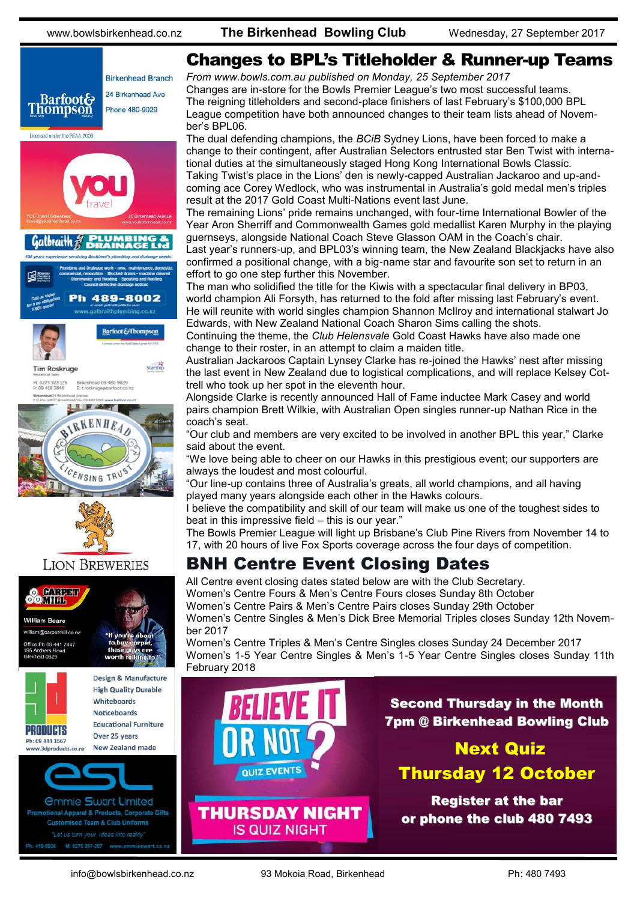## Changes to BPL's Titleholder & Runner-up Teams

*From www.bowls.com.au published on Monday, 25 September 2017*

Changes are in-store for the Bowls Premier League's two most successful teams.

The reigning titleholders and second-place finishers of last February's $100,000 BPL League competition have both announced changes to their team lists ahead of November's BPL06.

The dual defending champions, the *BCiB* Sydney Lions, have been forced to make a change to their contingent, after Australian Selectors entrusted star Ben Twist with international duties at the simultaneously staged Hong Kong International Bowls Classic.

Taking Twist's place in the Lions' den is newly-capped Australian Jackaroo and up-and-coming ace Corey Wedlock, who was instrumental in Australia's gold medal men's triples result at the 2017 Gold Coast Multi-Nations event last June.

The remaining Lions' pride remains unchanged, with four-time International Bowler of the Year Aron Sherriff and Commonwealth Games gold medallist Karen Murphy in the playing guernseys, alongside National Coach Steve Glasson OAM in the Coach's chair.

Last year's runners-up, and BPL03's winning team, the New Zealand Blackjacks have also confirmed a positional change, with a big-name star and favourite son set to return in an effort to go one step further this November.

The man who solidified the title for the Kiwis with a spectacular final delivery in BP03, world champion Ali Forsyth, has returned to the fold after missing last February's event. He will reunite with world singles champion Shannon McIlroy and international stalwart Jo Edwards, with New Zealand National Coach Sharon Sims calling the shots.

Continuing the theme, the *Club Helensvale* Gold Coast Hawks have also made one change to their roster, in an attempt to claim a maiden title.

Australian Jackaroos Captain Lynsey Clarke has re-joined the Hawks' nest after missing the last event in New Zealand due to logistical complications, and will replace Kelsey Cottrell who took up her spot in the eleventh hour.

Alongside Clarke is recently announced Hall of Fame inductee Mark Casey and world pairs champion Brett Wilkie, with Australian Open singles runner-up Nathan Rice in the coach's seat.

"Our club and members are very excited to be involved in another BPL this year," Clarke said about the event.

"We love being able to cheer on our Hawks in this prestigious event; our supporters are always the loudest and most colourful.

"Our line-up contains three of Australia's greats, all world champions, and all having played many years alongside each other in the Hawks colours.

I believe the compatibility and skill of our team will make us one of the toughest sides to beat in this impressive field – this is our year."

The Bowls Premier League will light up Brisbane's Club Pine Rivers from November 14 to 17, with 20 hours of live Fox Sports coverage across the four days of competition.

## BNH Centre Event Closing Dates

All Centre event closing dates stated below are with the Club Secretary.

Women's Centre Fours & Men's Centre Fours closes Sunday 8th October

Women's Centre Pairs & Men's Centre Pairs closes Sunday 29th October

Women's Centre Singles & Men's Dick Bree Memorial Triples closes Sunday 12th November 2017

Women's Centre Triples & Men's Centre Singles closes Sunday 24 December 2017

Women's 1-5 Year Centre Singles & Men's 1-5 Year Centre Singles closes Sunday 11th February 2018

**BELIEVE IT OR NOT? QUIZ EVENTS**

**THURSDAY NIGHT IS QUIZ NIGHT**

**Second Thursday in the Month**
**7pm @ Birkenhead Bowling Club**

**Next Quiz**
**Thursday 12 October**

**Register at the bar or phone the club 480 7493**

Barfoot & Thompson — Birkenhead Branch, 24 Birkenhead Ave, Phone 480-9029. Licensed under the REAA 2008

YOU travel — YOU Travel Birkenhead, travel@youbirkenhead.co.nz, 20 Birkenhead Avenue, www.youbirkenhead.co.nz

Galbraith Plumbing & Drainage Ltd — 100 years experience servicing Auckland's plumbing and drainage needs. Plumbing and Drainage work - new, maintenance, domestic, commercial, renovation · Blocked drains - machine cleared · Stormwater and flooding · Spouting and Roofing · Council defective drainage notices. Call us today for a no obligation FREE quote! Ph 489-8002, www.galbraithplumbing.co.nz

Barfoot & Thompson — Tim Roskruge, Residential Sales. M: 0274 923 125, P: 09 418 3846, Birkenhead 09 480 9029, E: t.roskruge@barfoot.co.nz

Birkenhead Licensing Trust

Lion Breweries

Carpet Mill — William Beare, william@carpetmill.co.nz, Office Ph 09 441 7447, 195 Archers Road, Glenfield 0629. "If you're about to buy carpet, these guys are worth talking to."

3d Products — Ph: 09 444 1567, www.3dproducts.co.nz. Design & Manufacture · High Quality Durable · Whiteboards · Noticeboards · Educational Furniture · Over 25 years · New Zealand made

esl Emmie Swart Limited — Promotional Apparel & Products, Corporate Gifts, Customised Team & Club Uniforms. "Let us turn your ideas into reality". Ph: 419-0026, M: 0275 297-207, www.emmieswart.co.nz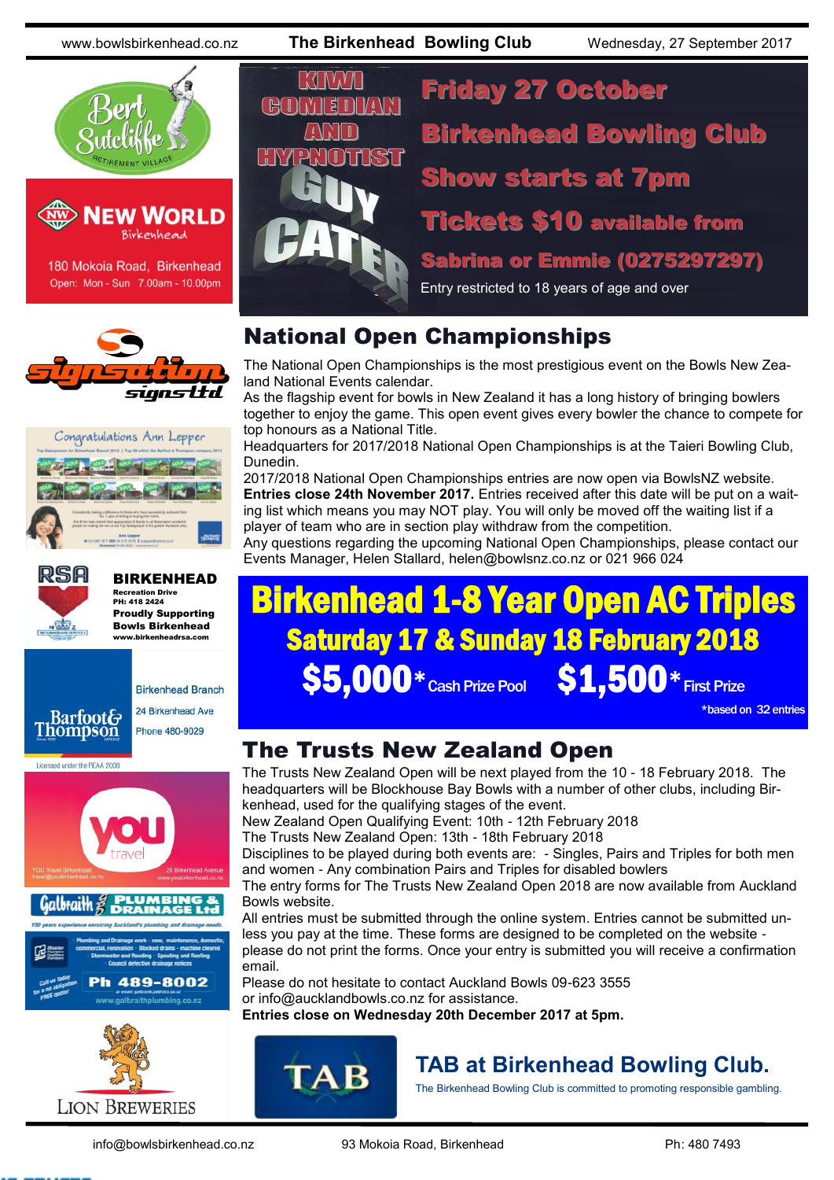# KIWI COMEDIAN AND HYPNOTIST GUY CATER

**Friday 27 October**

**Birkenhead Bowling Club**

**Show starts at 7pm**

**Tickets $10 available from**

**Sabrina or Emmie (0275297297)**

Entry restricted to 18 years of age and over

## National Open Championships

The National Open Championships is the most prestigious event on the Bowls New Zealand National Events calendar.

As the flagship event for bowls in New Zealand it has a long history of bringing bowlers together to enjoy the game. This open event gives every bowler the chance to compete for top honours as a National Title.

Headquarters for 2017/2018 National Open Championships is at the Taieri Bowling Club, Dunedin.

2017/2018 National Open Championships entries are now open via BowlsNZ website. **Entries close 24th November 2017.** Entries received after this date will be put on a waiting list which means you may NOT play. You will only be moved off the waiting list if a player of team who are in section play withdraw from the competition.

Any questions regarding the upcoming National Open Championships, please contact our Events Manager, Helen Stallard, helen@bowlsnz.co.nz or 021 966 024

# Birkenhead 1-8 Year Open AC Triples

**Saturday 17 & Sunday 18 February 2018**

**$5,000*** Cash Prize Pool **$1,500*** First Prize

*based on 32 entries

## The Trusts New Zealand Open

The Trusts New Zealand Open will be next played from the 10 - 18 February 2018. The headquarters will be Blockhouse Bay Bowls with a number of other clubs, including Birkenhead, used for the qualifying stages of the event.

New Zealand Open Qualifying Event: 10th - 12th February 2018

The Trusts New Zealand Open: 13th - 18th February 2018

Disciplines to be played during both events are: - Singles, Pairs and Triples for both men and women - Any combination Pairs and Triples for disabled bowlers

The entry forms for The Trusts New Zealand Open 2018 are now available from Auckland Bowls website.

All entries must be submitted through the online system. Entries cannot be submitted unless you pay at the time. These forms are designed to be completed on the website - please do not print the forms. Once your entry is submitted you will receive a confirmation email.

Please do not hesitate to contact Auckland Bowls 09-623 3555 or info@aucklandbowls.co.nz for assistance.

**Entries close on Wednesday 20th December 2017 at 5pm.**

## TAB at Birkenhead Bowling Club.

The Birkenhead Bowling Club is committed to promoting responsible gambling.

Bert Sutcliffe Retirement Village

New World Birkenhead
180 Mokoia Road, Birkenhead
Open: Mon - Sun 7.00am - 10.00pm

Signsation Signs Ltd

Congratulations Ann Lepper

RSA **BIRKENHEAD**
Recreation Drive
PH: 418 2424
**Proudly Supporting Bowls Birkenhead**
www.birkenheadrsa.com

Barfoot & Thompson
Birkenhead Branch
24 Birkenhead Ave
Phone 480-9029
Licensed under the REAA 2008

You Travel
YOU Travel Birkenhead
travel@youbirkenhead.co.nz
20 Birkenhead Avenue
www.youbirkenhead.co.nz

Galbraith Plumbing & Drainage Ltd
100 years experience servicing Auckland's plumbing and drainage needs.
Ph 489-8002
www.galbraithplumbing.co.nz

Lion Breweries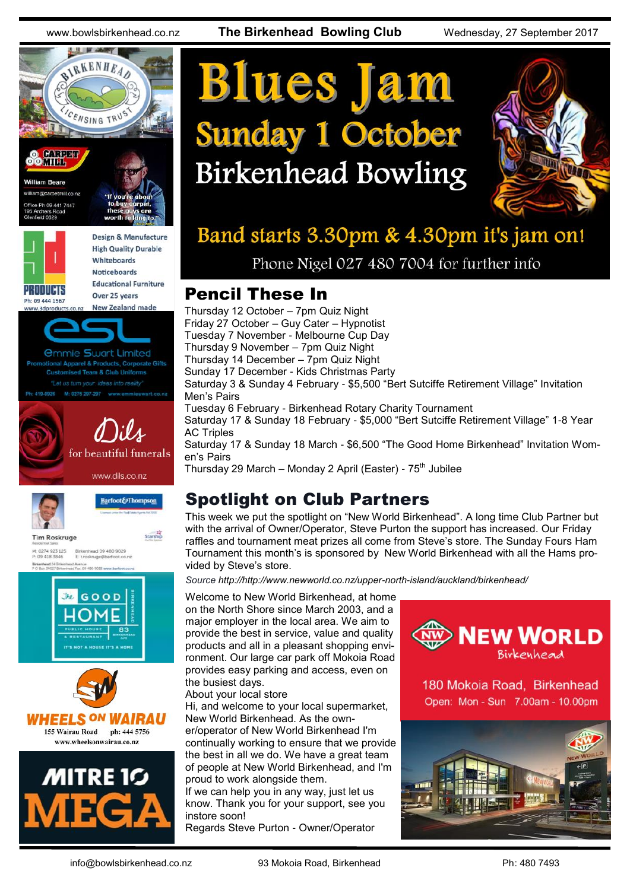# Blues Jam

## Sunday 1 October

## Birkenhead Bowling

Band starts 3.30pm & 4.30pm it's jam on!

Phone Nigel 027 480 7004 for further info

## Pencil These In

Thursday 12 October – 7pm Quiz Night
Friday 27 October – Guy Cater – Hypnotist
Tuesday 7 November - Melbourne Cup Day
Thursday 9 November – 7pm Quiz Night
Thursday 14 December – 7pm Quiz Night
Sunday 17 December - Kids Christmas Party
Saturday 3 & Sunday 4 February - $5,500 "Bert Sutcliffe Retirement Village" Invitation Men's Pairs
Tuesday 6 February - Birkenhead Rotary Charity Tournament
Saturday 17 & Sunday 18 February - $5,000 "Bert Sutcliffe Retirement Village" 1-8 Year AC Triples
Saturday 17 & Sunday 18 March - $6,500 "The Good Home Birkenhead" Invitation Women's Pairs
Thursday 29 March – Monday 2 April (Easter) - 75th Jubilee

## Spotlight on Club Partners

This week we put the spotlight on "New World Birkenhead". A long time Club Partner but with the arrival of Owner/Operator, Steve Purton the support has increased. Our Friday raffles and tournament meat prizes all come from Steve's store. The Sunday Fours Ham Tournament this month's is sponsored by New World Birkenhead with all the Hams provided by Steve's store.

*Source http://http://www.newworld.co.nz/upper-north-island/auckland/birkenhead/*

Welcome to New World Birkenhead, at home on the North Shore since March 2003, and a major employer in the local area. We aim to provide the best in service, value and quality products and all in a pleasant shopping environment. Our large car park off Mokoia Road provides easy parking and access, even on the busiest days.

About your local store

Hi, and welcome to your local supermarket, New World Birkenhead. As the owner/operator of New World Birkenhead I'm continually working to ensure that we provide the best in all we do. We have a great team of people at New World Birkenhead, and I'm proud to work alongside them.

If we can help you in any way, just let us know. Thank you for your support, see you instore soon!

Regards Steve Purton - Owner/Operator

**NEW WORLD** Birkenhead

180 Mokoia Road, Birkenhead
Open: Mon - Sun 7.00am - 10.00pm

---

Birkenhead Licensing Trust

Carpet Mill — William Beare — william@carpetmill.co.nz — Office Ph 09 441 7447 — 195 Archers Road Glenfield 0629 — "If you're about to buy carpet, these guys are worth talking to!"

3D Products — Ph: 09 444 1567 — www.3dproducts.co.nz — Design & Manufacture, High Quality Durable Whiteboards, Noticeboards, Educational Furniture, Over 25 years, New Zealand made

esl — Emmie Swart Limited — Promotional Apparel & Products, Corporate Gifts, Customised Team & Club Uniforms — "Let us turn your ideas into reality" — Ph: 419-0926 M: 0275 297-297 www.emmieswart.co.nz

Dils for beautiful funerals — www.dils.co.nz

Barfoot&Thompson — Tim Roskruge — Residential Sales — M: 0274 923 125 P: 09 418 3846 — Birkenhead 09 480 9029 E: troskruge@barfoot.co.nz

The Good Home Birkenhead — Public House & Restaurant — 83 Birkenhead Ave — It's not a house it's a home

Wheels on Wairau — 155 Wairau Road ph: 444 5756 — www.wheelsonwairau.co.nz

Mitre 10 Mega

info@bowlsbirkenhead.co.nz — 93 Mokoia Road, Birkenhead — Ph: 480 7493